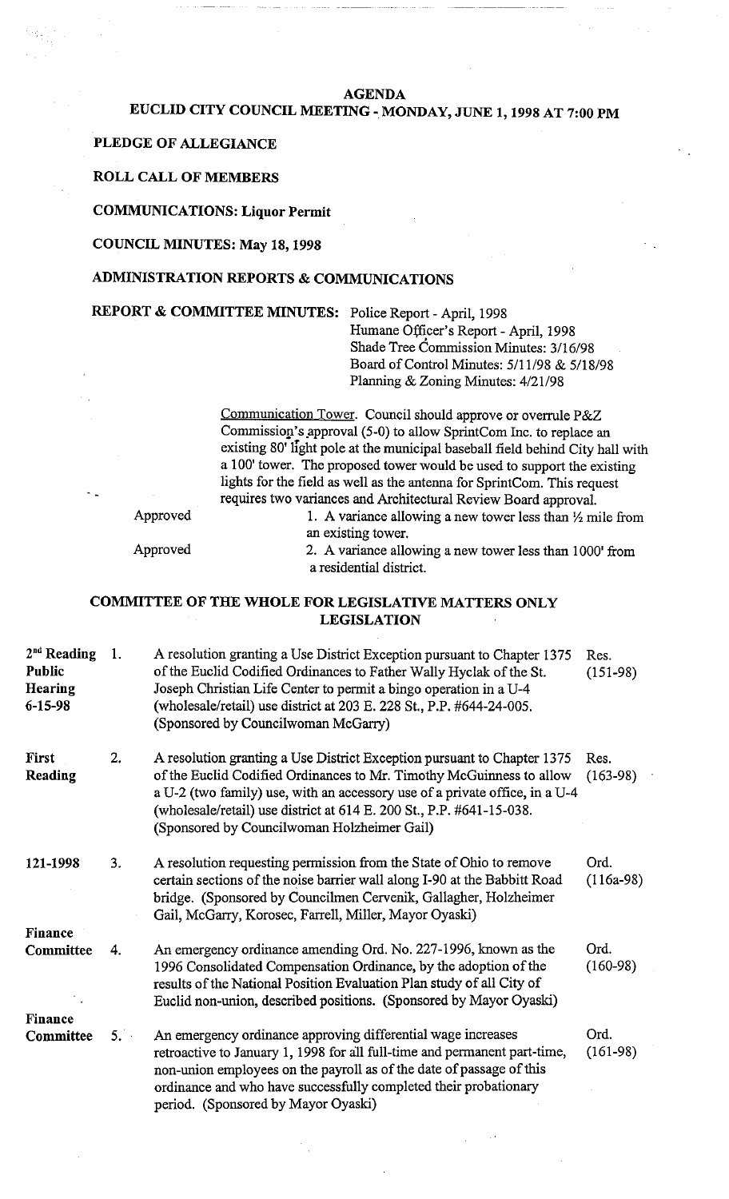# AGENDA

## EUCLID CITY COUNCIL MEETING - MONDAY, JUNE 1, 1998 AT 7:00 PM

**PLEDGE OF ALLEGIANCE**

**ROLL CALL OF MEMBERS**

**COMMUNICATIONS: Liquor Permit**

**COUNCIL MINUTES: May 18, 1998**

**ADMINISTRATION REPORTS & COMMUNICATIONS**

**REPORT & COMMITTEE MINUTES:** Police Report - April, 1998
Humane Officer's Report - April, 1998
Shade Tree Commission Minutes: 3/16/98
Board of Control Minutes: 5/11/98 & 5/18/98
Planning & Zoning Minutes: 4/21/98

Communication Tower. Council should approve or overrule P&Z Commission's approval (5-0) to allow SprintCom Inc. to replace an existing 80' light pole at the municipal baseball field behind City hall with a 100' tower. The proposed tower would be used to support the existing lights for the field as well as the antenna for SprintCom. This request requires two variances and Architectural Review Board approval.

Approved — 1. A variance allowing a new tower less than ½ mile from an existing tower.

Approved — 2. A variance allowing a new tower less than 1000' from a residential district.

## COMMITTEE OF THE WHOLE FOR LEGISLATIVE MATTERS ONLY

## LEGISLATION

| Status | No. | Description | Ref. |
|---|---|---|---|
| 2nd Reading Public Hearing 6-15-98 | 1. | A resolution granting a Use District Exception pursuant to Chapter 1375 of the Euclid Codified Ordinances to Father Wally Hyclak of the St. Joseph Christian Life Center to permit a bingo operation in a U-4 (wholesale/retail) use district at 203 E. 228 St., P.P. #644-24-005. (Sponsored by Councilwoman McGarry) | Res. (151-98) |
| First Reading | 2. | A resolution granting a Use District Exception pursuant to Chapter 1375 of the Euclid Codified Ordinances to Mr. Timothy McGuinness to allow a U-2 (two family) use, with an accessory use of a private office, in a U-4 (wholesale/retail) use district at 614 E. 200 St., P.P. #641-15-038. (Sponsored by Councilwoman Holzheimer Gail) | Res. (163-98) |
| 121-1998 | 3. | A resolution requesting permission from the State of Ohio to remove certain sections of the noise barrier wall along I-90 at the Babbitt Road bridge. (Sponsored by Councilmen Cervenik, Gallagher, Holzheimer Gail, McGarry, Korosec, Farrell, Miller, Mayor Oyaski) | Ord. (116a-98) |
| Finance Committee | 4. | An emergency ordinance amending Ord. No. 227-1996, known as the 1996 Consolidated Compensation Ordinance, by the adoption of the results of the National Position Evaluation Plan study of all City of Euclid non-union, described positions. (Sponsored by Mayor Oyaski) | Ord. (160-98) |
| Finance Committee | 5. | An emergency ordinance approving differential wage increases retroactive to January 1, 1998 for all full-time and permanent part-time, non-union employees on the payroll as of the date of passage of this ordinance and who have successfully completed their probationary period. (Sponsored by Mayor Oyaski) | Ord. (161-98) |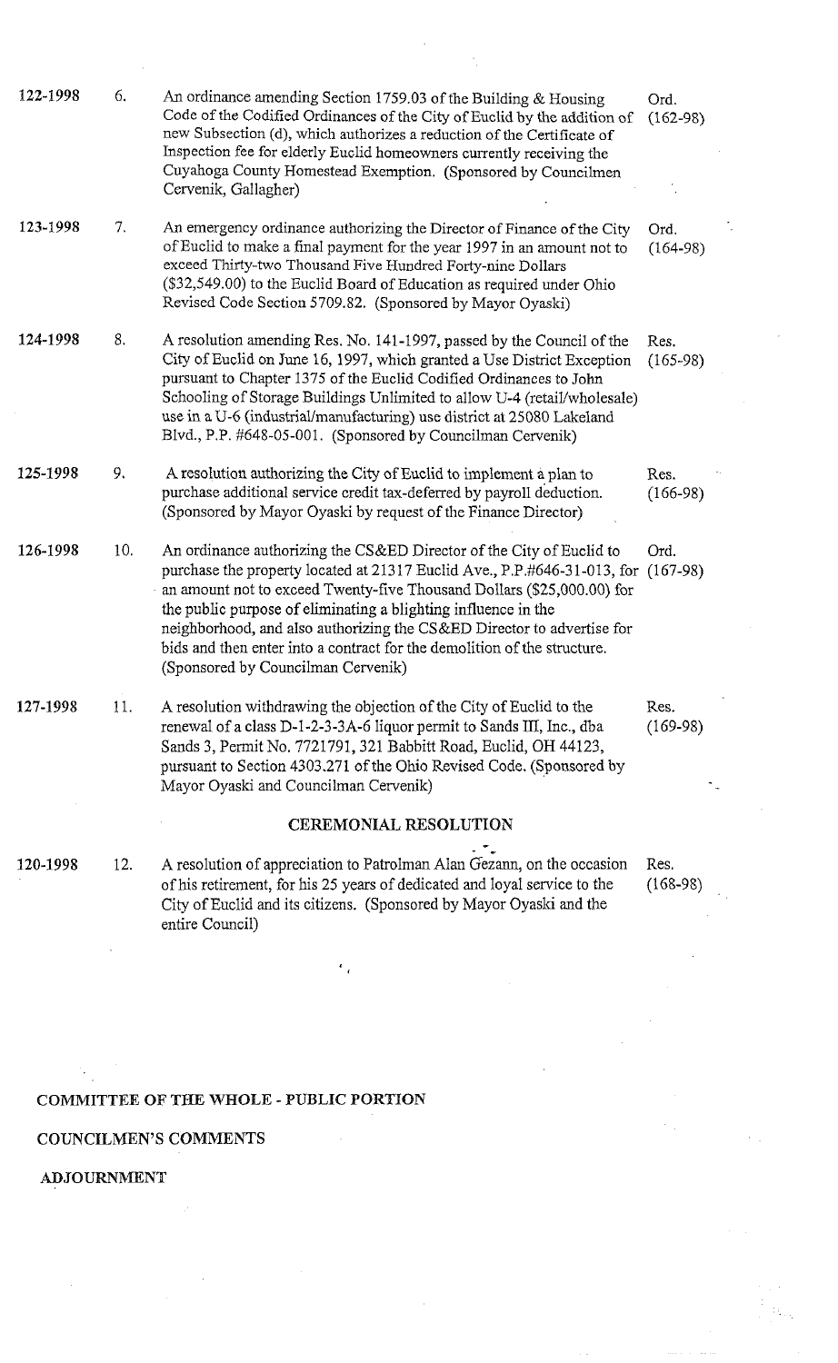| | | | |
|---|---|---|---|
| 122-1998 | 6. | An ordinance amending Section 1759.03 of the Building & Housing Code of the Codified Ordinances of the City of Euclid by the addition of new Subsection (d), which authorizes a reduction of the Certificate of Inspection fee for elderly Euclid homeowners currently receiving the Cuyahoga County Homestead Exemption. (Sponsored by Councilmen Cervenik, Gallagher) | Ord. (162-98) |
| 123-1998 | 7. | An emergency ordinance authorizing the Director of Finance of the City of Euclid to make a final payment for the year 1997 in an amount not to exceed Thirty-two Thousand Five Hundred Forty-nine Dollars ($32,549.00) to the Euclid Board of Education as required under Ohio Revised Code Section 5709.82. (Sponsored by Mayor Oyaski) | Ord. (164-98) |
| 124-1998 | 8. | A resolution amending Res. No. 141-1997, passed by the Council of the City of Euclid on June 16, 1997, which granted a Use District Exception pursuant to Chapter 1375 of the Euclid Codified Ordinances to John Schooling of Storage Buildings Unlimited to allow U-4 (retail/wholesale) use in a U-6 (industrial/manufacturing) use district at 25080 Lakeland Blvd., P.P. #648-05-001. (Sponsored by Councilman Cervenik) | Res. (165-98) |
| 125-1998 | 9. | A resolution authorizing the City of Euclid to implement a plan to purchase additional service credit tax-deferred by payroll deduction. (Sponsored by Mayor Oyaski by request of the Finance Director) | Res. (166-98) |
| 126-1998 | 10. | An ordinance authorizing the CS&ED Director of the City of Euclid to purchase the property located at 21317 Euclid Ave., P.P.#646-31-013, for an amount not to exceed Twenty-five Thousand Dollars ($25,000.00) for the public purpose of eliminating a blighting influence in the neighborhood, and also authorizing the CS&ED Director to advertise for bids and then enter into a contract for the demolition of the structure. (Sponsored by Councilman Cervenik) | Ord. (167-98) |
| 127-1998 | 11. | A resolution withdrawing the objection of the City of Euclid to the renewal of a class D-1-2-3-3A-6 liquor permit to Sands III, Inc., dba Sands 3, Permit No. 7721791, 321 Babbitt Road, Euclid, OH 44123, pursuant to Section 4303.271 of the Ohio Revised Code. (Sponsored by Mayor Oyaski and Councilman Cervenik) | Res. (169-98) |

## CEREMONIAL RESOLUTION

| | | | |
|---|---|---|---|
| 120-1998 | 12. | A resolution of appreciation to Patrolman Alan Gezann, on the occasion of his retirement, for his 25 years of dedicated and loyal service to the City of Euclid and its citizens. (Sponsored by Mayor Oyaski and the entire Council) | Res. (168-98) |

**COMMITTEE OF THE WHOLE - PUBLIC PORTION**

**COUNCILMEN'S COMMENTS**

**ADJOURNMENT**